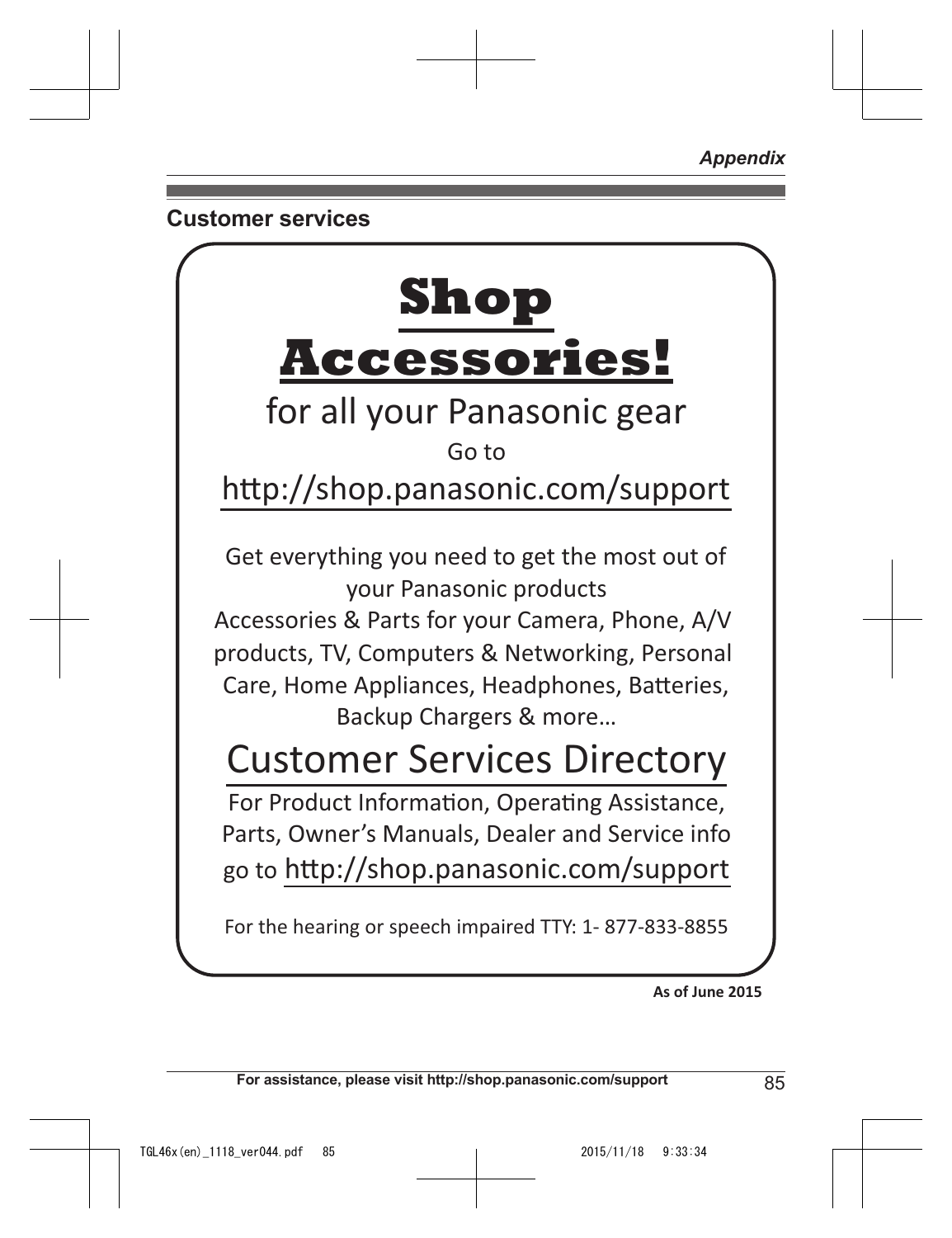## Customer services

# Shop Accessories!

for all your Panasonic gear

Go to

http://shop.panasonic.com/support

Get everything you need to get the most out of your Panasonic products

Accessories & Parts for your Camera, Phone, A/V products, TV, Computers & Networking, Personal Care, Home Appliances, Headphones, Batteries, Backup Chargers & more…

## Customer Services Directory

For Product Information, Operating Assistance, Parts, Owner's Manuals, Dealer and Service info go to http://shop.panasonic.com/support

For the hearing or speech impaired TTY: 1- 877-833-8855

**As of June 2015**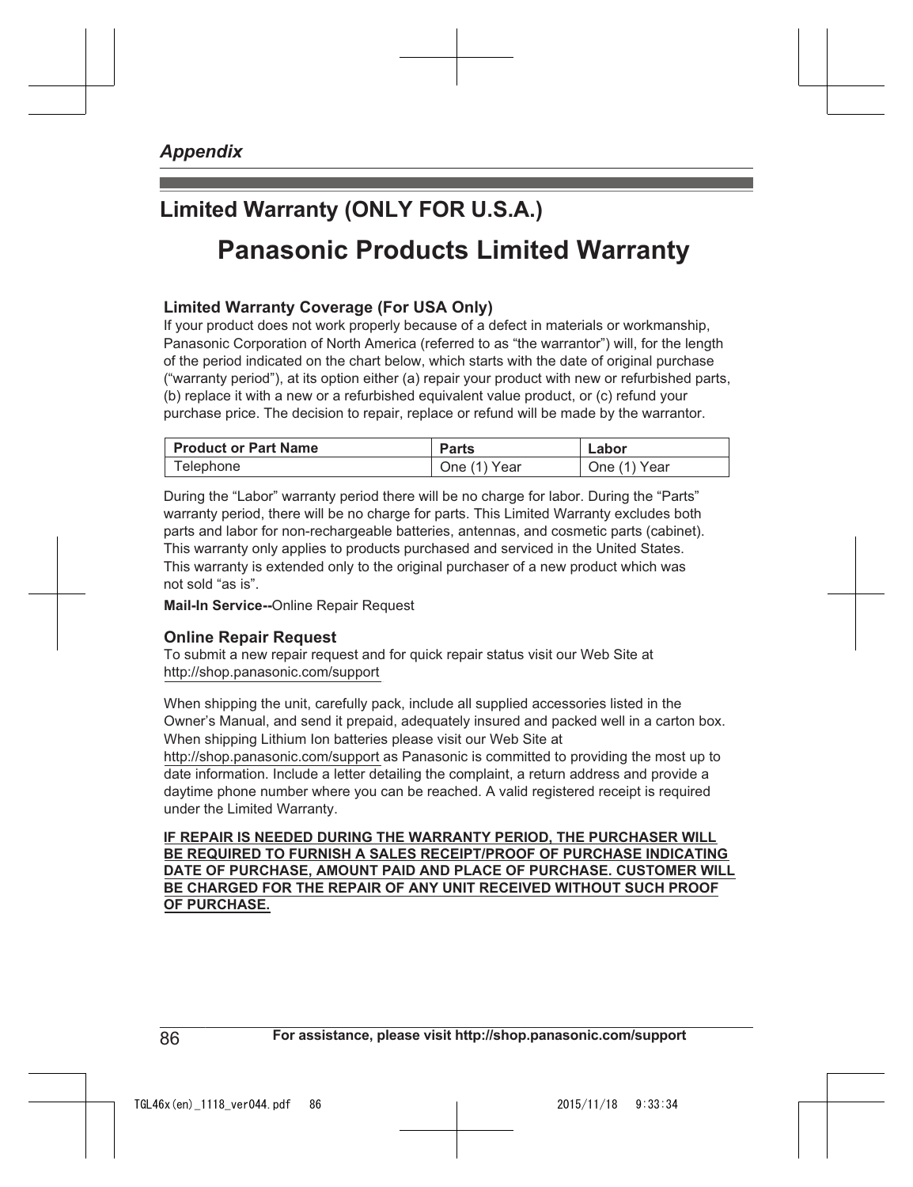## Limited Warranty (ONLY FOR U.S.A.)

# Panasonic Products Limited Warranty

### Limited Warranty Coverage (For USA Only)

If your product does not work properly because of a defect in materials or workmanship, Panasonic Corporation of North America (referred to as "the warrantor") will, for the length of the period indicated on the chart below, which starts with the date of original purchase ("warranty period"), at its option either (a) repair your product with new or refurbished parts, (b) replace it with a new or a refurbished equivalent value product, or (c) refund your purchase price. The decision to repair, replace or refund will be made by the warrantor.

| Product or Part Name | Parts | Labor |
| --- | --- | --- |
| Telephone | One (1) Year | One (1) Year |

During the "Labor" warranty period there will be no charge for labor. During the "Parts" warranty period, there will be no charge for parts. This Limited Warranty excludes both parts and labor for non-rechargeable batteries, antennas, and cosmetic parts (cabinet). This warranty only applies to products purchased and serviced in the United States. This warranty is extended only to the original purchaser of a new product which was not sold "as is".

**Mail-In Service--**Online Repair Request

### Online Repair Request

To submit a new repair request and for quick repair status visit our Web Site at http://shop.panasonic.com/support

When shipping the unit, carefully pack, include all supplied accessories listed in the Owner's Manual, and send it prepaid, adequately insured and packed well in a carton box. When shipping Lithium Ion batteries please visit our Web Site at http://shop.panasonic.com/support as Panasonic is committed to providing the most up to date information. Include a letter detailing the complaint, a return address and provide a daytime phone number where you can be reached. A valid registered receipt is required under the Limited Warranty.

**IF REPAIR IS NEEDED DURING THE WARRANTY PERIOD, THE PURCHASER WILL BE REQUIRED TO FURNISH A SALES RECEIPT/PROOF OF PURCHASE INDICATING DATE OF PURCHASE, AMOUNT PAID AND PLACE OF PURCHASE. CUSTOMER WILL BE CHARGED FOR THE REPAIR OF ANY UNIT RECEIVED WITHOUT SUCH PROOF OF PURCHASE.**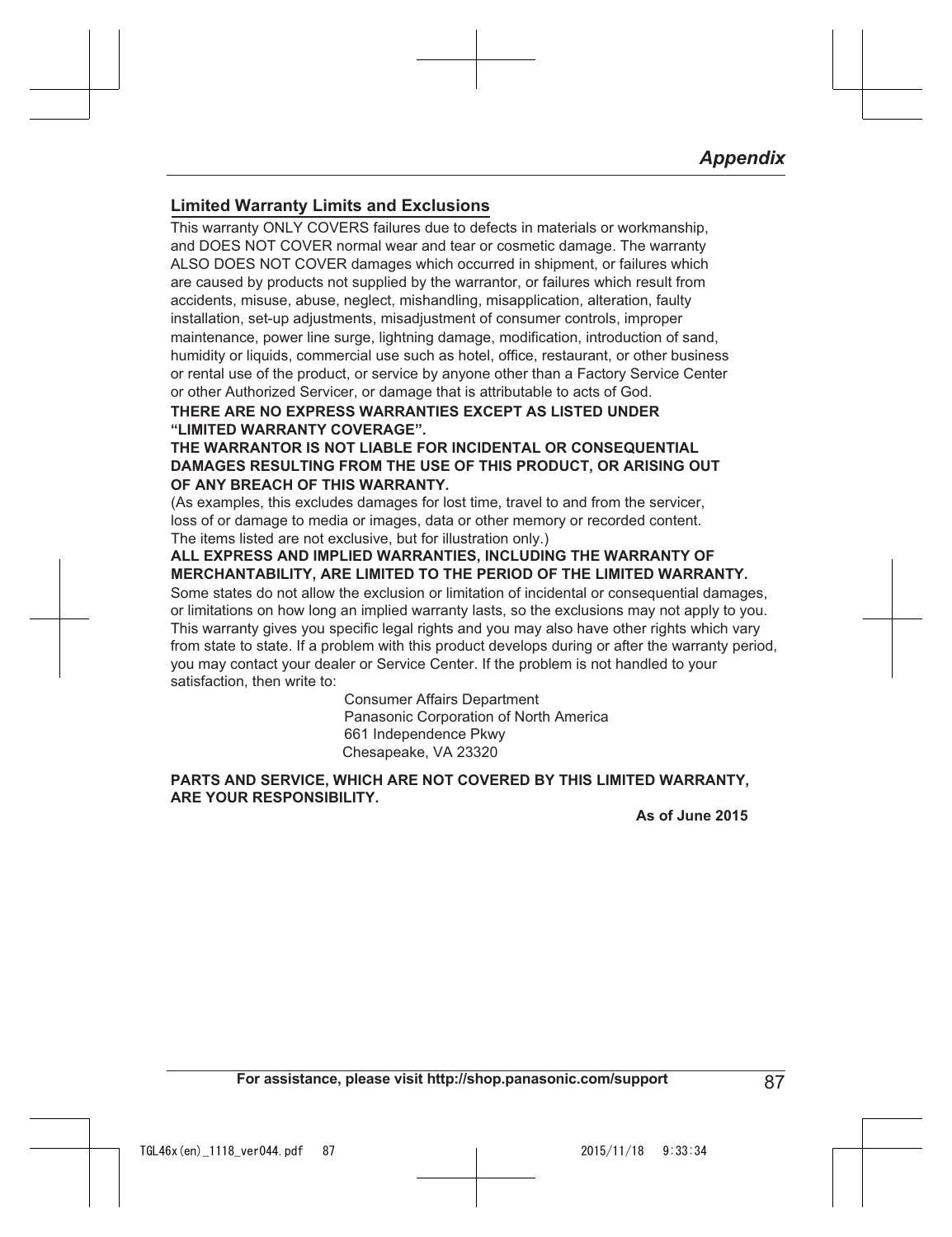## Limited Warranty Limits and Exclusions

This warranty ONLY COVERS failures due to defects in materials or workmanship, and DOES NOT COVER normal wear and tear or cosmetic damage. The warranty ALSO DOES NOT COVER damages which occurred in shipment, or failures which are caused by products not supplied by the warrantor, or failures which result from accidents, misuse, abuse, neglect, mishandling, misapplication, alteration, faulty installation, set-up adjustments, misadjustment of consumer controls, improper maintenance, power line surge, lightning damage, modification, introduction of sand, humidity or liquids, commercial use such as hotel, office, restaurant, or other business or rental use of the product, or service by anyone other than a Factory Service Center or other Authorized Servicer, or damage that is attributable to acts of God.

**THERE ARE NO EXPRESS WARRANTIES EXCEPT AS LISTED UNDER "LIMITED WARRANTY COVERAGE".**

**THE WARRANTOR IS NOT LIABLE FOR INCIDENTAL OR CONSEQUENTIAL DAMAGES RESULTING FROM THE USE OF THIS PRODUCT, OR ARISING OUT OF ANY BREACH OF THIS WARRANTY.**

(As examples, this excludes damages for lost time, travel to and from the servicer, loss of or damage to media or images, data or other memory or recorded content. The items listed are not exclusive, but for illustration only.)

**ALL EXPRESS AND IMPLIED WARRANTIES, INCLUDING THE WARRANTY OF MERCHANTABILITY, ARE LIMITED TO THE PERIOD OF THE LIMITED WARRANTY.**

Some states do not allow the exclusion or limitation of incidental or consequential damages, or limitations on how long an implied warranty lasts, so the exclusions may not apply to you. This warranty gives you specific legal rights and you may also have other rights which vary from state to state. If a problem with this product develops during or after the warranty period, you may contact your dealer or Service Center. If the problem is not handled to your satisfaction, then write to:

Consumer Affairs Department
Panasonic Corporation of North America
661 Independence Pkwy
Chesapeake, VA 23320

**PARTS AND SERVICE, WHICH ARE NOT COVERED BY THIS LIMITED WARRANTY, ARE YOUR RESPONSIBILITY.**

**As of June 2015**